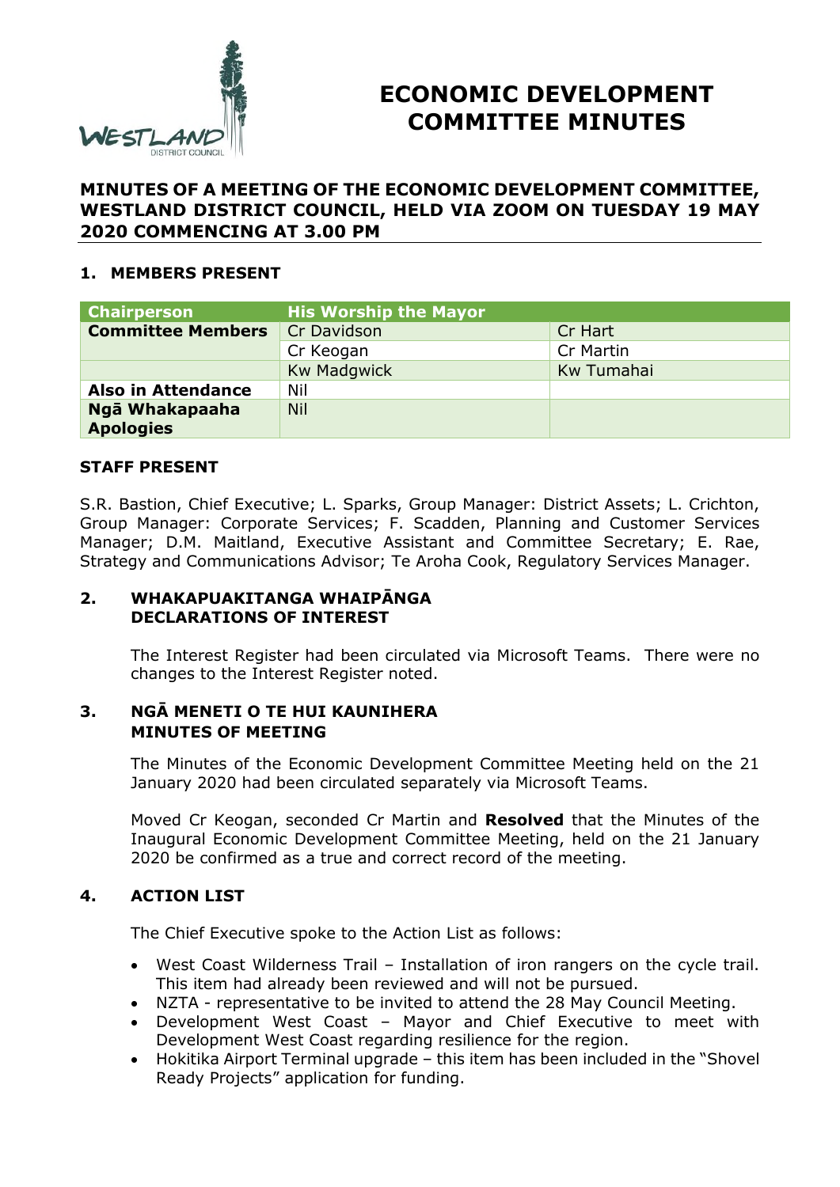# ECONOMIC DEVELOPMENT COMMITTEE MINUTES

## MINUTES OF A MEETING OF THE ECONOMIC DEVELOPMENT COMMITTEE, WESTLAND DISTRICT COUNCIL, HELD VIA ZOOM ON TUESDAY 19 MAY 2020 COMMENCING AT 3.00 PM

### 1. MEMBERS PRESENT

| Chairperson | His Worship the Mayor | |
|---|---|---|
| **Committee Members** | Cr Davidson | Cr Hart |
| | Cr Keogan | Cr Martin |
| | Kw Madgwick | Kw Tumahai |
| **Also in Attendance** | Nil | |
| **Ngā Whakapaaha Apologies** | Nil | |

### STAFF PRESENT

S.R. Bastion, Chief Executive; L. Sparks, Group Manager: District Assets; L. Crichton, Group Manager: Corporate Services; F. Scadden, Planning and Customer Services Manager; D.M. Maitland, Executive Assistant and Committee Secretary; E. Rae, Strategy and Communications Advisor; Te Aroha Cook, Regulatory Services Manager.

### 2. WHAKAPUAKITANGA WHAIPĀNGA DECLARATIONS OF INTEREST

The Interest Register had been circulated via Microsoft Teams. There were no changes to the Interest Register noted.

### 3. NGĀ MENETI O TE HUI KAUNIHERA MINUTES OF MEETING

The Minutes of the Economic Development Committee Meeting held on the 21 January 2020 had been circulated separately via Microsoft Teams.

Moved Cr Keogan, seconded Cr Martin and **Resolved** that the Minutes of the Inaugural Economic Development Committee Meeting, held on the 21 January 2020 be confirmed as a true and correct record of the meeting.

### 4. ACTION LIST

The Chief Executive spoke to the Action List as follows:

- West Coast Wilderness Trail – Installation of iron rangers on the cycle trail. This item had already been reviewed and will not be pursued.
- NZTA - representative to be invited to attend the 28 May Council Meeting.
- Development West Coast – Mayor and Chief Executive to meet with Development West Coast regarding resilience for the region.
- Hokitika Airport Terminal upgrade – this item has been included in the "Shovel Ready Projects" application for funding.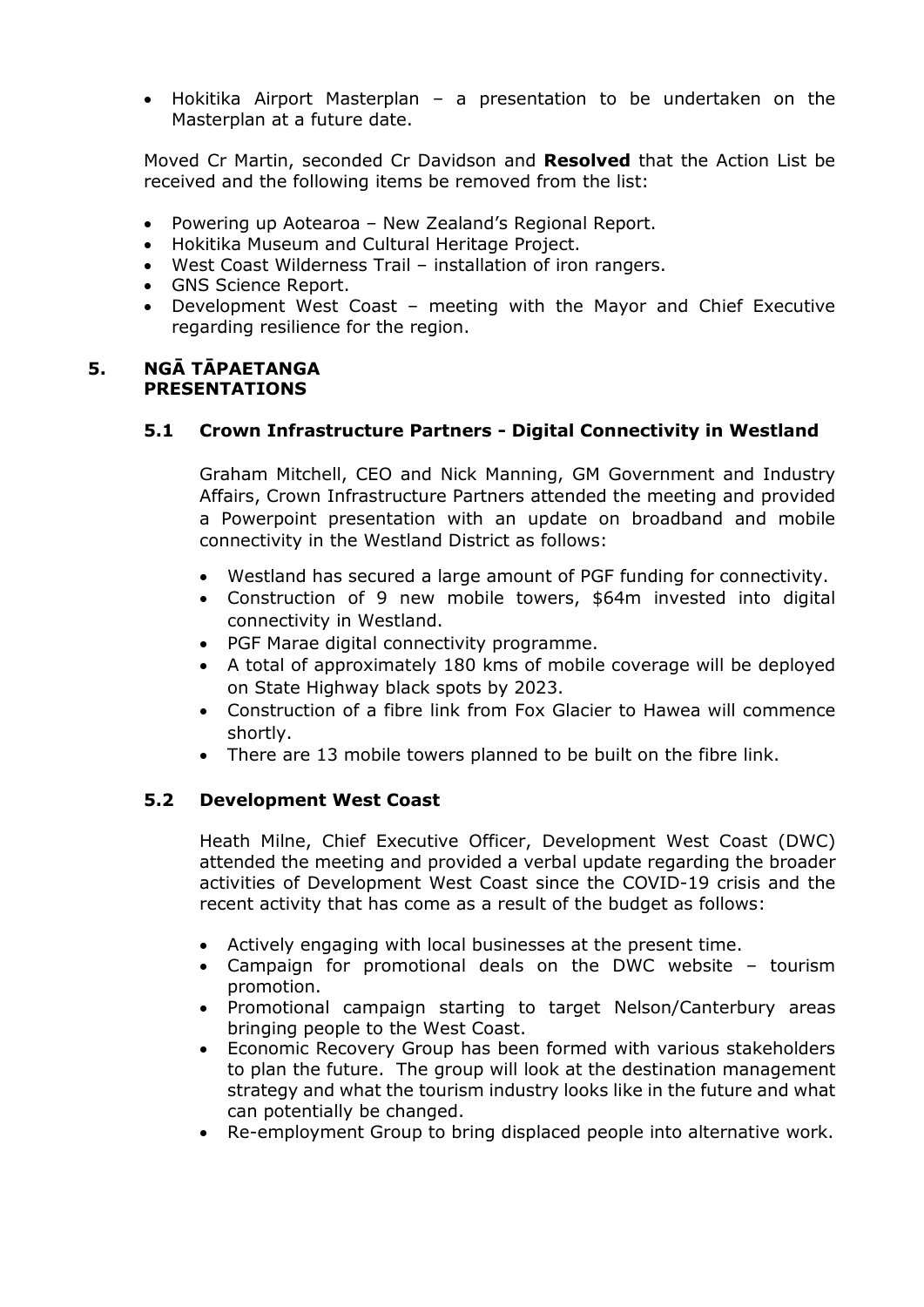- Hokitika Airport Masterplan – a presentation to be undertaken on the Masterplan at a future date.

Moved Cr Martin, seconded Cr Davidson and **Resolved** that the Action List be received and the following items be removed from the list:

- Powering up Aotearoa – New Zealand's Regional Report.
- Hokitika Museum and Cultural Heritage Project.
- West Coast Wilderness Trail – installation of iron rangers.
- GNS Science Report.
- Development West Coast – meeting with the Mayor and Chief Executive regarding resilience for the region.

## 5. NGĀ TĀPAETANGA PRESENTATIONS

### 5.1 Crown Infrastructure Partners - Digital Connectivity in Westland

Graham Mitchell, CEO and Nick Manning, GM Government and Industry Affairs, Crown Infrastructure Partners attended the meeting and provided a Powerpoint presentation with an update on broadband and mobile connectivity in the Westland District as follows:

- Westland has secured a large amount of PGF funding for connectivity.
- Construction of 9 new mobile towers, $64m invested into digital connectivity in Westland.
- PGF Marae digital connectivity programme.
- A total of approximately 180 kms of mobile coverage will be deployed on State Highway black spots by 2023.
- Construction of a fibre link from Fox Glacier to Hawea will commence shortly.
- There are 13 mobile towers planned to be built on the fibre link.

### 5.2 Development West Coast

Heath Milne, Chief Executive Officer, Development West Coast (DWC) attended the meeting and provided a verbal update regarding the broader activities of Development West Coast since the COVID-19 crisis and the recent activity that has come as a result of the budget as follows:

- Actively engaging with local businesses at the present time.
- Campaign for promotional deals on the DWC website – tourism promotion.
- Promotional campaign starting to target Nelson/Canterbury areas bringing people to the West Coast.
- Economic Recovery Group has been formed with various stakeholders to plan the future. The group will look at the destination management strategy and what the tourism industry looks like in the future and what can potentially be changed.
- Re-employment Group to bring displaced people into alternative work.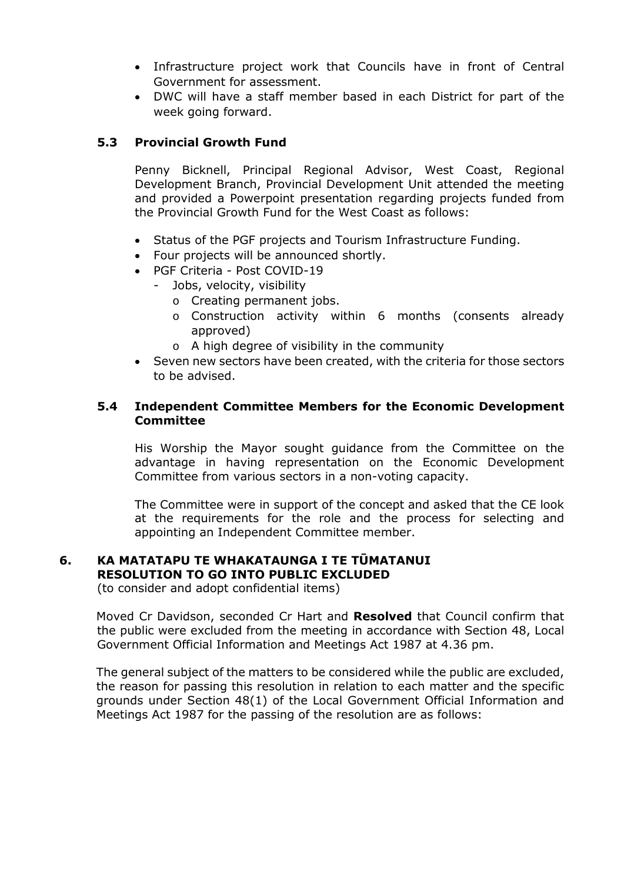- Infrastructure project work that Councils have in front of Central Government for assessment.
- DWC will have a staff member based in each District for part of the week going forward.

### 5.3 Provincial Growth Fund

Penny Bicknell, Principal Regional Advisor, West Coast, Regional Development Branch, Provincial Development Unit attended the meeting and provided a Powerpoint presentation regarding projects funded from the Provincial Growth Fund for the West Coast as follows:

- Status of the PGF projects and Tourism Infrastructure Funding.
- Four projects will be announced shortly.
- PGF Criteria - Post COVID-19
  - Jobs, velocity, visibility
    - Creating permanent jobs.
    - Construction activity within 6 months (consents already approved)
    - A high degree of visibility in the community
- Seven new sectors have been created, with the criteria for those sectors to be advised.

### 5.4 Independent Committee Members for the Economic Development Committee

His Worship the Mayor sought guidance from the Committee on the advantage in having representation on the Economic Development Committee from various sectors in a non-voting capacity.

The Committee were in support of the concept and asked that the CE look at the requirements for the role and the process for selecting and appointing an Independent Committee member.

## 6. KA MATATAPU TE WHAKATAUNGA I TE TŪMATANUI RESOLUTION TO GO INTO PUBLIC EXCLUDED

(to consider and adopt confidential items)

Moved Cr Davidson, seconded Cr Hart and **Resolved** that Council confirm that the public were excluded from the meeting in accordance with Section 48, Local Government Official Information and Meetings Act 1987 at 4.36 pm.

The general subject of the matters to be considered while the public are excluded, the reason for passing this resolution in relation to each matter and the specific grounds under Section 48(1) of the Local Government Official Information and Meetings Act 1987 for the passing of the resolution are as follows: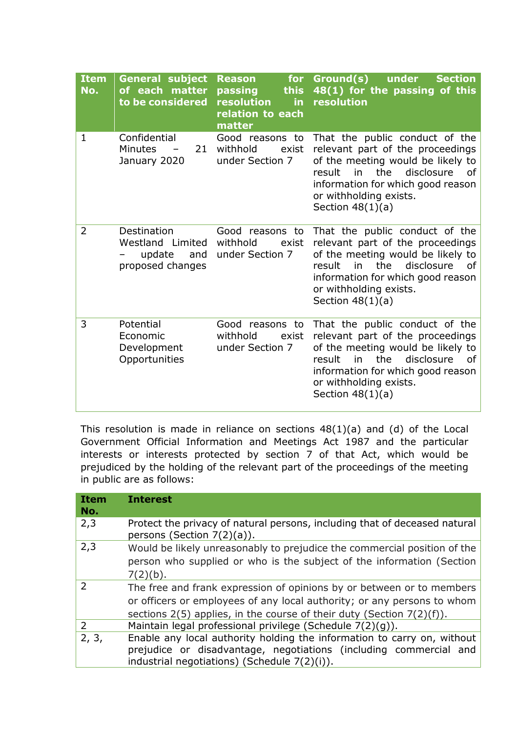| Item No. | General subject of each matter to be considered | Reason for passing this resolution in relation to each matter | Ground(s) under Section 48(1) for the passing of this resolution |
|---|---|---|---|
| 1 | Confidential Minutes – 21 January 2020 | Good reasons to withhold exist under Section 7 | That the public conduct of the relevant part of the proceedings of the meeting would be likely to result in the disclosure of information for which good reason or withholding exists.<br>Section 48(1)(a) |
| 2 | Destination Westland Limited – update and proposed changes | Good reasons to withhold exist under Section 7 | That the public conduct of the relevant part of the proceedings of the meeting would be likely to result in the disclosure of information for which good reason or withholding exists.<br>Section 48(1)(a) |
| 3 | Potential Economic Development Opportunities | Good reasons to withhold exist under Section 7 | That the public conduct of the relevant part of the proceedings of the meeting would be likely to result in the disclosure of information for which good reason or withholding exists.<br>Section 48(1)(a) |

This resolution is made in reliance on sections 48(1)(a) and (d) of the Local Government Official Information and Meetings Act 1987 and the particular interests or interests protected by section 7 of that Act, which would be prejudiced by the holding of the relevant part of the proceedings of the meeting in public are as follows:

| Item No. | Interest |
|---|---|
| 2,3 | Protect the privacy of natural persons, including that of deceased natural persons (Section 7(2)(a)). |
| 2,3 | Would be likely unreasonably to prejudice the commercial position of the person who supplied or who is the subject of the information (Section 7(2)(b). |
| 2 | The free and frank expression of opinions by or between or to members or officers or employees of any local authority; or any persons to whom sections 2(5) applies, in the course of their duty (Section 7(2)(f)). |
| 2 | Maintain legal professional privilege (Schedule 7(2)(g)). |
| 2, 3, | Enable any local authority holding the information to carry on, without prejudice or disadvantage, negotiations (including commercial and industrial negotiations) (Schedule 7(2)(i)). |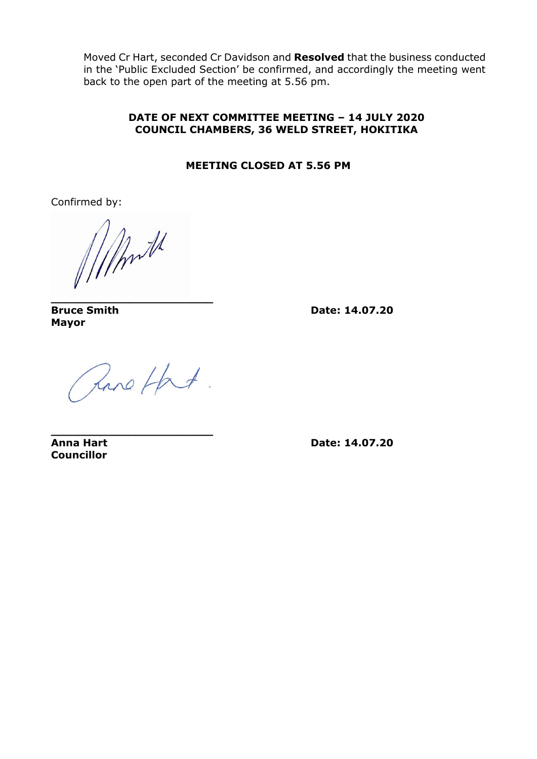Moved Cr Hart, seconded Cr Davidson and **Resolved** that the business conducted in the 'Public Excluded Section' be confirmed, and accordingly the meeting went back to the open part of the meeting at 5.56 pm.

**DATE OF NEXT COMMITTEE MEETING – 14 JULY 2020**
**COUNCIL CHAMBERS, 36 WELD STREET, HOKITIKA**

**MEETING CLOSED AT 5.56 PM**

Confirmed by:

______________________
**Bruce Smith**
**Mayor**

**Date: 14.07.20**

______________________
**Anna Hart**
**Councillor**

**Date: 14.07.20**